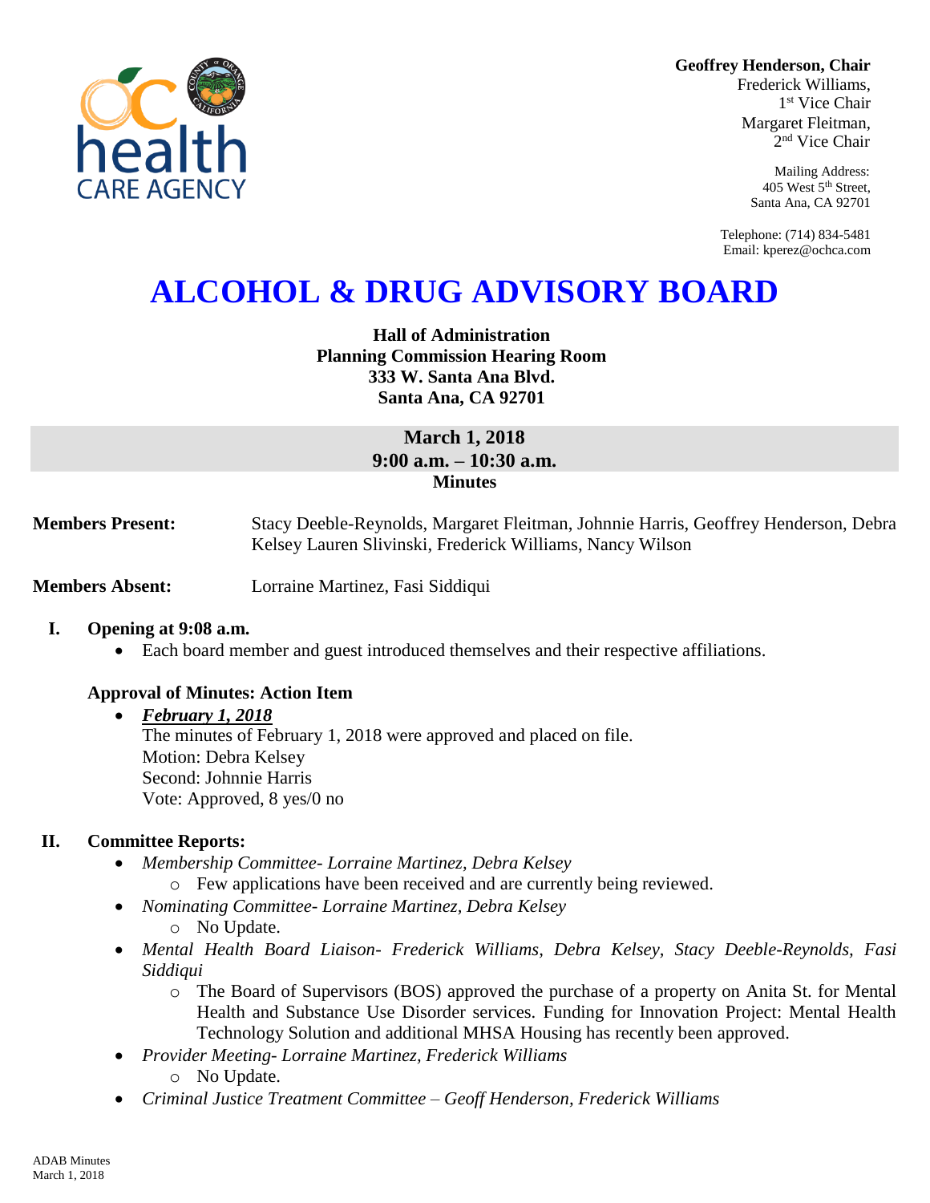Geoffrey Henderson, Chair
Frederick Williams, 1st Vice Chair
Margaret Fleitman, 2nd Vice Chair

Mailing Address:
405 West 5th Street,
Santa Ana, CA 92701

Telephone: (714) 834-5481
Email: kperez@ochca.com

# ALCOHOL & DRUG ADVISORY BOARD

**Hall of Administration**
**Planning Commission Hearing Room**
**333 W. Santa Ana Blvd.**
**Santa Ana, CA 92701**

**March 1, 2018**
**9:00 a.m. – 10:30 a.m.**
**Minutes**

**Members Present:** Stacy Deeble-Reynolds, Margaret Fleitman, Johnnie Harris, Geoffrey Henderson, Debra Kelsey Lauren Slivinski, Frederick Williams, Nancy Wilson

**Members Absent:** Lorraine Martinez, Fasi Siddiqui

## I. Opening at 9:08 a.m.

- Each board member and guest introduced themselves and their respective affiliations.

### Approval of Minutes: Action Item

- ***February 1, 2018***
  The minutes of February 1, 2018 were approved and placed on file.
  Motion: Debra Kelsey
  Second: Johnnie Harris
  Vote: Approved, 8 yes/0 no

## II. Committee Reports:

- *Membership Committee- Lorraine Martinez, Debra Kelsey*
  - Few applications have been received and are currently being reviewed.
- *Nominating Committee- Lorraine Martinez, Debra Kelsey*
  - No Update.
- *Mental Health Board Liaison- Frederick Williams, Debra Kelsey, Stacy Deeble-Reynolds, Fasi Siddiqui*
  - The Board of Supervisors (BOS) approved the purchase of a property on Anita St. for Mental Health and Substance Use Disorder services. Funding for Innovation Project: Mental Health Technology Solution and additional MHSA Housing has recently been approved.
- *Provider Meeting- Lorraine Martinez, Frederick Williams*
  - No Update.
- *Criminal Justice Treatment Committee – Geoff Henderson, Frederick Williams*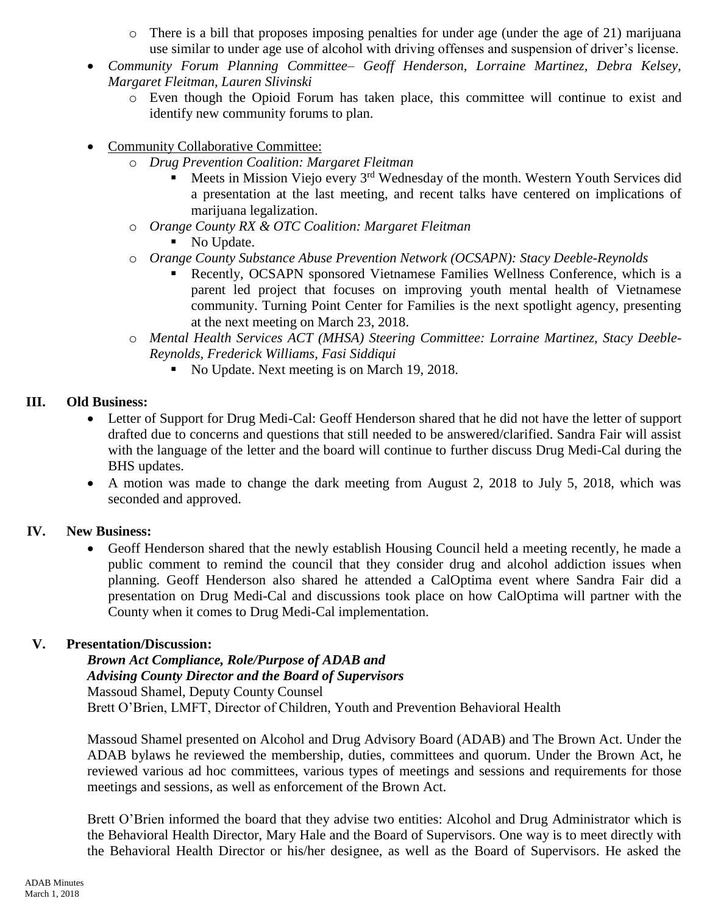- There is a bill that proposes imposing penalties for under age (under the age of 21) marijuana use similar to under age use of alcohol with driving offenses and suspension of driver's license.

- *Community Forum Planning Committee– Geoff Henderson, Lorraine Martinez, Debra Kelsey, Margaret Fleitman, Lauren Slivinski*
  - Even though the Opioid Forum has taken place, this committee will continue to exist and identify new community forums to plan.

- Community Collaborative Committee:
  - *Drug Prevention Coalition: Margaret Fleitman*
    - Meets in Mission Viejo every 3rd Wednesday of the month. Western Youth Services did a presentation at the last meeting, and recent talks have centered on implications of marijuana legalization.
  - *Orange County RX & OTC Coalition: Margaret Fleitman*
    - No Update.
  - *Orange County Substance Abuse Prevention Network (OCSAPN): Stacy Deeble-Reynolds*
    - Recently, OCSAPN sponsored Vietnamese Families Wellness Conference, which is a parent led project that focuses on improving youth mental health of Vietnamese community. Turning Point Center for Families is the next spotlight agency, presenting at the next meeting on March 23, 2018.
  - *Mental Health Services ACT (MHSA) Steering Committee: Lorraine Martinez, Stacy Deeble-Reynolds, Frederick Williams, Fasi Siddiqui*
    - No Update. Next meeting is on March 19, 2018.

## III. Old Business:

- Letter of Support for Drug Medi-Cal: Geoff Henderson shared that he did not have the letter of support drafted due to concerns and questions that still needed to be answered/clarified. Sandra Fair will assist with the language of the letter and the board will continue to further discuss Drug Medi-Cal during the BHS updates.
- A motion was made to change the dark meeting from August 2, 2018 to July 5, 2018, which was seconded and approved.

## IV. New Business:

- Geoff Henderson shared that the newly establish Housing Council held a meeting recently, he made a public comment to remind the council that they consider drug and alcohol addiction issues when planning. Geoff Henderson also shared he attended a CalOptima event where Sandra Fair did a presentation on Drug Medi-Cal and discussions took place on how CalOptima will partner with the County when it comes to Drug Medi-Cal implementation.

## V. Presentation/Discussion:

***Brown Act Compliance, Role/Purpose of ADAB and***
***Advising County Director and the Board of Supervisors***
Massoud Shamel, Deputy County Counsel
Brett O'Brien, LMFT, Director of Children, Youth and Prevention Behavioral Health

Massoud Shamel presented on Alcohol and Drug Advisory Board (ADAB) and The Brown Act. Under the ADAB bylaws he reviewed the membership, duties, committees and quorum. Under the Brown Act, he reviewed various ad hoc committees, various types of meetings and sessions and requirements for those meetings and sessions, as well as enforcement of the Brown Act.

Brett O'Brien informed the board that they advise two entities: Alcohol and Drug Administrator which is the Behavioral Health Director, Mary Hale and the Board of Supervisors. One way is to meet directly with the Behavioral Health Director or his/her designee, as well as the Board of Supervisors. He asked the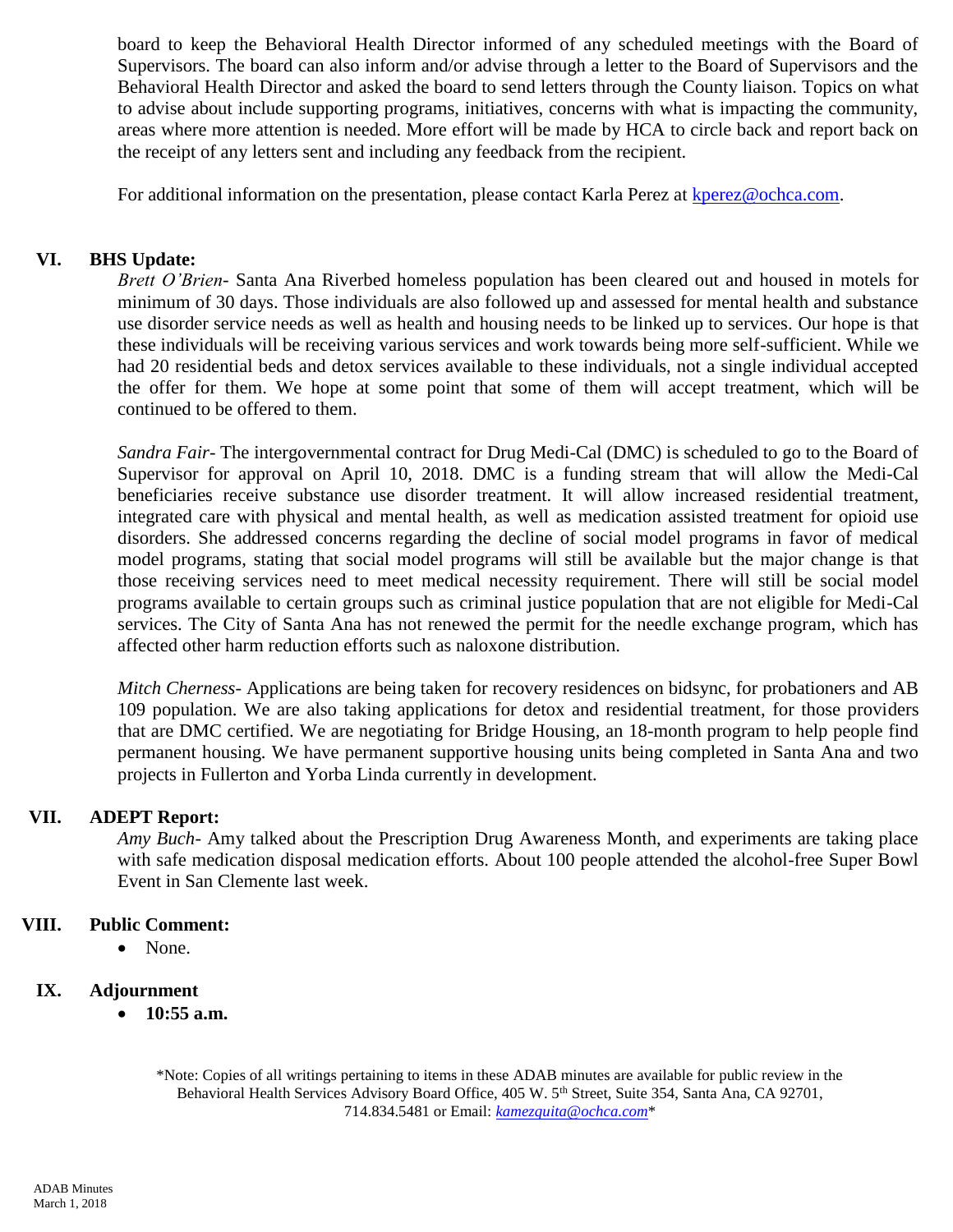board to keep the Behavioral Health Director informed of any scheduled meetings with the Board of Supervisors. The board can also inform and/or advise through a letter to the Board of Supervisors and the Behavioral Health Director and asked the board to send letters through the County liaison. Topics on what to advise about include supporting programs, initiatives, concerns with what is impacting the community, areas where more attention is needed. More effort will be made by HCA to circle back and report back on the receipt of any letters sent and including any feedback from the recipient.

For additional information on the presentation, please contact Karla Perez at kperez@ochca.com.

## VI. BHS Update:

*Brett O'Brien*- Santa Ana Riverbed homeless population has been cleared out and housed in motels for minimum of 30 days. Those individuals are also followed up and assessed for mental health and substance use disorder service needs as well as health and housing needs to be linked up to services. Our hope is that these individuals will be receiving various services and work towards being more self-sufficient. While we had 20 residential beds and detox services available to these individuals, not a single individual accepted the offer for them. We hope at some point that some of them will accept treatment, which will be continued to be offered to them.

*Sandra Fair*- The intergovernmental contract for Drug Medi-Cal (DMC) is scheduled to go to the Board of Supervisor for approval on April 10, 2018. DMC is a funding stream that will allow the Medi-Cal beneficiaries receive substance use disorder treatment. It will allow increased residential treatment, integrated care with physical and mental health, as well as medication assisted treatment for opioid use disorders. She addressed concerns regarding the decline of social model programs in favor of medical model programs, stating that social model programs will still be available but the major change is that those receiving services need to meet medical necessity requirement. There will still be social model programs available to certain groups such as criminal justice population that are not eligible for Medi-Cal services. The City of Santa Ana has not renewed the permit for the needle exchange program, which has affected other harm reduction efforts such as naloxone distribution.

*Mitch Cherness*- Applications are being taken for recovery residences on bidsync, for probationers and AB 109 population. We are also taking applications for detox and residential treatment, for those providers that are DMC certified. We are negotiating for Bridge Housing, an 18-month program to help people find permanent housing. We have permanent supportive housing units being completed in Santa Ana and two projects in Fullerton and Yorba Linda currently in development.

## VII. ADEPT Report:

*Amy Buch*- Amy talked about the Prescription Drug Awareness Month, and experiments are taking place with safe medication disposal medication efforts. About 100 people attended the alcohol-free Super Bowl Event in San Clemente last week.

## VIII. Public Comment:

- None.

## IX. Adjournment

- **10:55 a.m.**

*Note: Copies of all writings pertaining to items in these ADAB minutes are available for public review in the Behavioral Health Services Advisory Board Office, 405 W. 5th Street, Suite 354, Santa Ana, CA 92701, 714.834.5481 or Email: *kamezquita@ochca.com**

ADAB Minutes
March 1, 2018